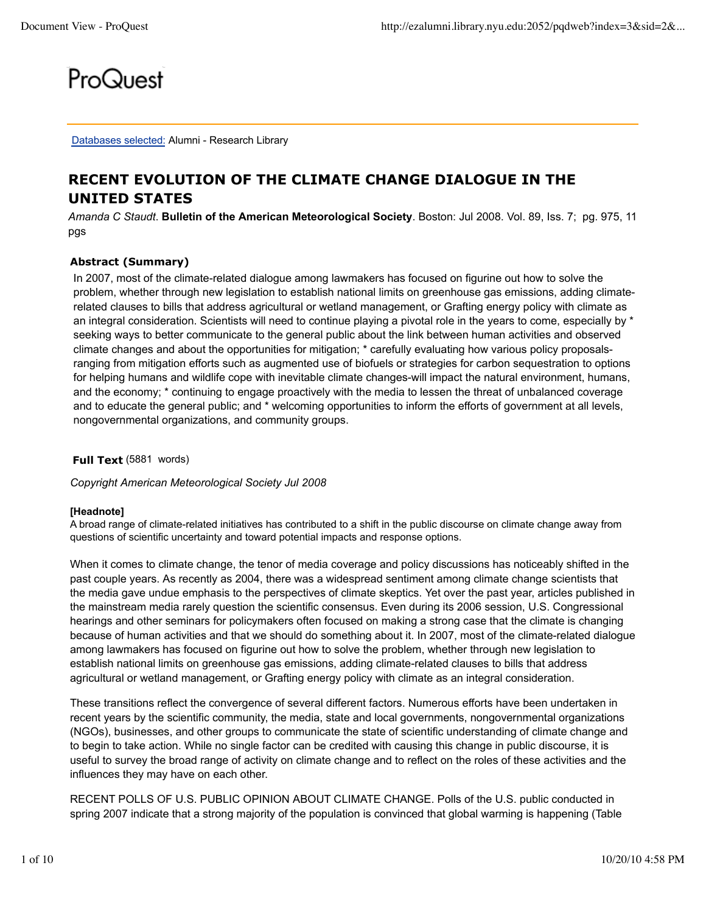ProQuest

Databases selected: Alumni - Research Library

# RECENT EVOLUTION OF THE CLIMATE CHANGE DIALOGUE IN THE UNITED STATES

*Amanda C Staudt*. **Bulletin of the American Meteorological Society**. Boston: Jul 2008. Vol. 89, Iss. 7; pg. 975, 11 pgs

### Abstract (Summary)

In 2007, most of the climate-related dialogue among lawmakers has focused on figurine out how to solve the problem, whether through new legislation to establish national limits on greenhouse gas emissions, adding climate-related clauses to bills that address agricultural or wetland management, or Grafting energy policy with climate as an integral consideration. Scientists will need to continue playing a pivotal role in the years to come, especially by * seeking ways to better communicate to the general public about the link between human activities and observed climate changes and about the opportunities for mitigation; * carefully evaluating how various policy proposals-ranging from mitigation efforts such as augmented use of biofuels or strategies for carbon sequestration to options for helping humans and wildlife cope with inevitable climate changes-will impact the natural environment, humans, and the economy; * continuing to engage proactively with the media to lessen the threat of unbalanced coverage and to educate the general public; and * welcoming opportunities to inform the efforts of government at all levels, nongovernmental organizations, and community groups.

**Full Text** (5881 words)

*Copyright American Meteorological Society Jul 2008*

**[Headnote]**
A broad range of climate-related initiatives has contributed to a shift in the public discourse on climate change away from questions of scientific uncertainty and toward potential impacts and response options.

When it comes to climate change, the tenor of media coverage and policy discussions has noticeably shifted in the past couple years. As recently as 2004, there was a widespread sentiment among climate change scientists that the media gave undue emphasis to the perspectives of climate skeptics. Yet over the past year, articles published in the mainstream media rarely question the scientific consensus. Even during its 2006 session, U.S. Congressional hearings and other seminars for policymakers often focused on making a strong case that the climate is changing because of human activities and that we should do something about it. In 2007, most of the climate-related dialogue among lawmakers has focused on figurine out how to solve the problem, whether through new legislation to establish national limits on greenhouse gas emissions, adding climate-related clauses to bills that address agricultural or wetland management, or Grafting energy policy with climate as an integral consideration.

These transitions reflect the convergence of several different factors. Numerous efforts have been undertaken in recent years by the scientific community, the media, state and local governments, nongovernmental organizations (NGOs), businesses, and other groups to communicate the state of scientific understanding of climate change and to begin to take action. While no single factor can be credited with causing this change in public discourse, it is useful to survey the broad range of activity on climate change and to reflect on the roles of these activities and the influences they may have on each other.

RECENT POLLS OF U.S. PUBLIC OPINION ABOUT CLIMATE CHANGE. Polls of the U.S. public conducted in spring 2007 indicate that a strong majority of the population is convinced that global warming is happening (Table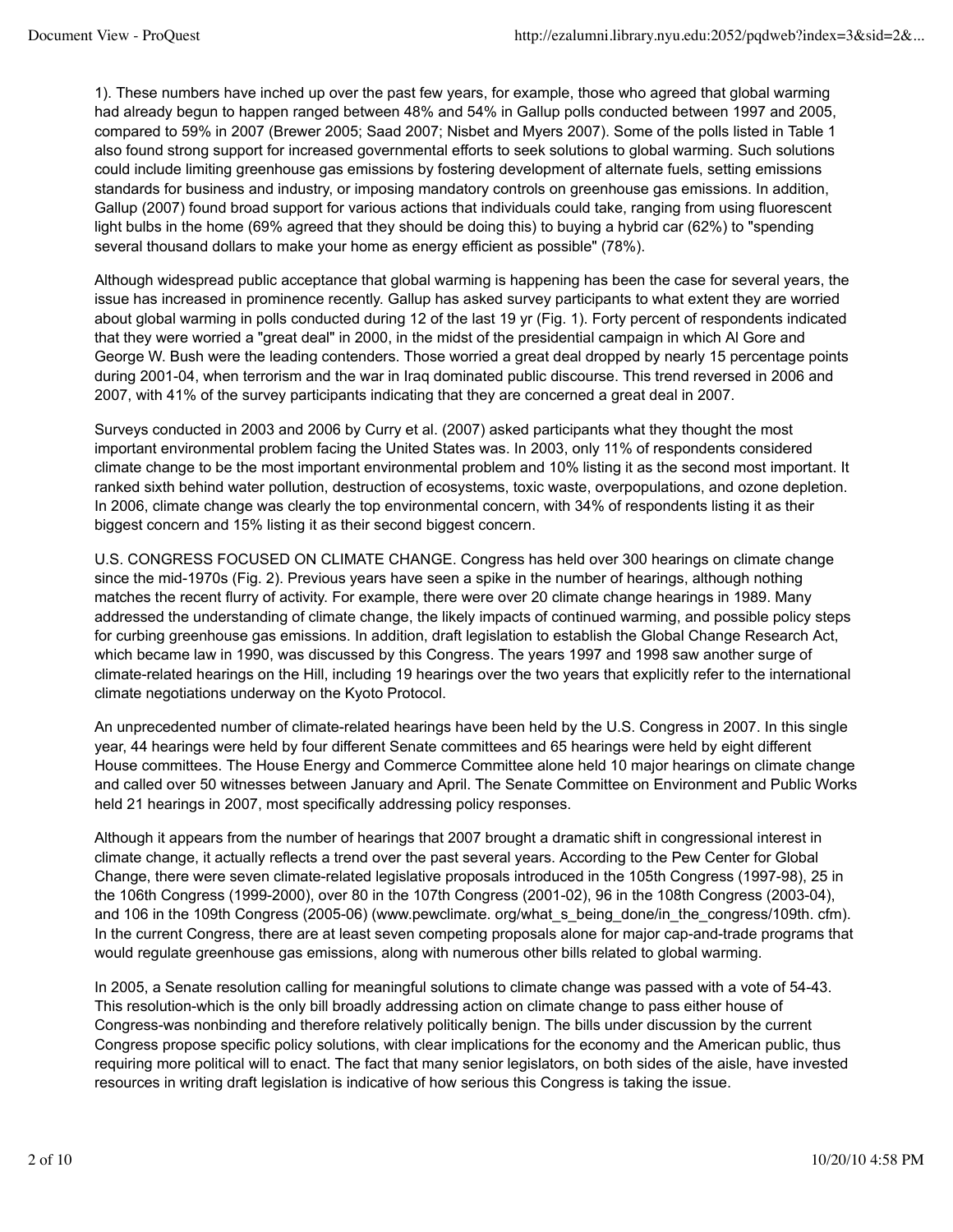1). These numbers have inched up over the past few years, for example, those who agreed that global warming had already begun to happen ranged between 48% and 54% in Gallup polls conducted between 1997 and 2005, compared to 59% in 2007 (Brewer 2005; Saad 2007; Nisbet and Myers 2007). Some of the polls listed in Table 1 also found strong support for increased governmental efforts to seek solutions to global warming. Such solutions could include limiting greenhouse gas emissions by fostering development of alternate fuels, setting emissions standards for business and industry, or imposing mandatory controls on greenhouse gas emissions. In addition, Gallup (2007) found broad support for various actions that individuals could take, ranging from using fluorescent light bulbs in the home (69% agreed that they should be doing this) to buying a hybrid car (62%) to "spending several thousand dollars to make your home as energy efficient as possible" (78%).

Although widespread public acceptance that global warming is happening has been the case for several years, the issue has increased in prominence recently. Gallup has asked survey participants to what extent they are worried about global warming in polls conducted during 12 of the last 19 yr (Fig. 1). Forty percent of respondents indicated that they were worried a "great deal" in 2000, in the midst of the presidential campaign in which Al Gore and George W. Bush were the leading contenders. Those worried a great deal dropped by nearly 15 percentage points during 2001-04, when terrorism and the war in Iraq dominated public discourse. This trend reversed in 2006 and 2007, with 41% of the survey participants indicating that they are concerned a great deal in 2007.

Surveys conducted in 2003 and 2006 by Curry et al. (2007) asked participants what they thought the most important environmental problem facing the United States was. In 2003, only 11% of respondents considered climate change to be the most important environmental problem and 10% listing it as the second most important. It ranked sixth behind water pollution, destruction of ecosystems, toxic waste, overpopulations, and ozone depletion. In 2006, climate change was clearly the top environmental concern, with 34% of respondents listing it as their biggest concern and 15% listing it as their second biggest concern.

U.S. CONGRESS FOCUSED ON CLIMATE CHANGE. Congress has held over 300 hearings on climate change since the mid-1970s (Fig. 2). Previous years have seen a spike in the number of hearings, although nothing matches the recent flurry of activity. For example, there were over 20 climate change hearings in 1989. Many addressed the understanding of climate change, the likely impacts of continued warming, and possible policy steps for curbing greenhouse gas emissions. In addition, draft legislation to establish the Global Change Research Act, which became law in 1990, was discussed by this Congress. The years 1997 and 1998 saw another surge of climate-related hearings on the Hill, including 19 hearings over the two years that explicitly refer to the international climate negotiations underway on the Kyoto Protocol.

An unprecedented number of climate-related hearings have been held by the U.S. Congress in 2007. In this single year, 44 hearings were held by four different Senate committees and 65 hearings were held by eight different House committees. The House Energy and Commerce Committee alone held 10 major hearings on climate change and called over 50 witnesses between January and April. The Senate Committee on Environment and Public Works held 21 hearings in 2007, most specifically addressing policy responses.

Although it appears from the number of hearings that 2007 brought a dramatic shift in congressional interest in climate change, it actually reflects a trend over the past several years. According to the Pew Center for Global Change, there were seven climate-related legislative proposals introduced in the 105th Congress (1997-98), 25 in the 106th Congress (1999-2000), over 80 in the 107th Congress (2001-02), 96 in the 108th Congress (2003-04), and 106 in the 109th Congress (2005-06) (www.pewclimate. org/what_s_being_done/in_the_congress/109th. cfm). In the current Congress, there are at least seven competing proposals alone for major cap-and-trade programs that would regulate greenhouse gas emissions, along with numerous other bills related to global warming.

In 2005, a Senate resolution calling for meaningful solutions to climate change was passed with a vote of 54-43. This resolution-which is the only bill broadly addressing action on climate change to pass either house of Congress-was nonbinding and therefore relatively politically benign. The bills under discussion by the current Congress propose specific policy solutions, with clear implications for the economy and the American public, thus requiring more political will to enact. The fact that many senior legislators, on both sides of the aisle, have invested resources in writing draft legislation is indicative of how serious this Congress is taking the issue.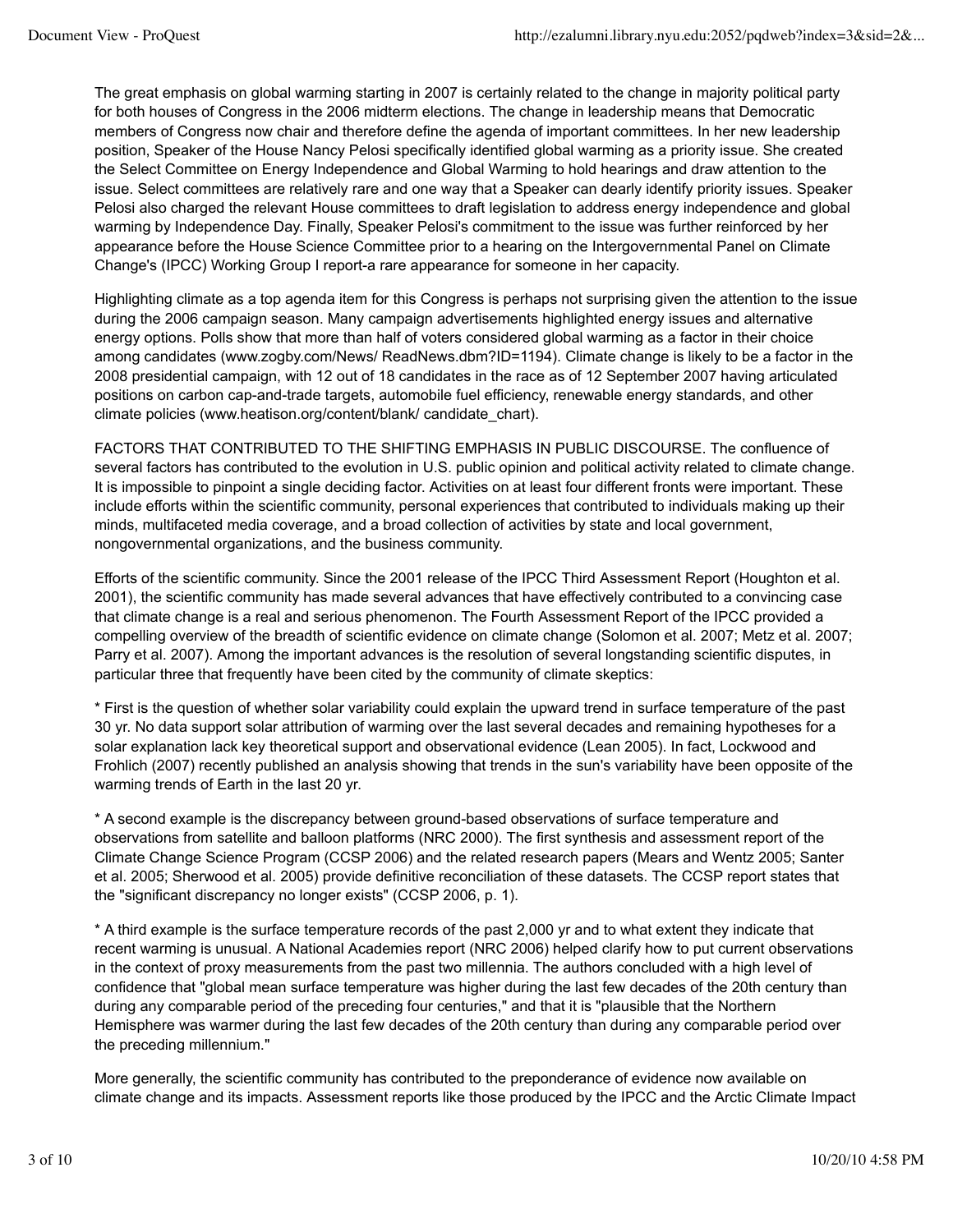The great emphasis on global warming starting in 2007 is certainly related to the change in majority political party for both houses of Congress in the 2006 midterm elections. The change in leadership means that Democratic members of Congress now chair and therefore define the agenda of important committees. In her new leadership position, Speaker of the House Nancy Pelosi specifically identified global warming as a priority issue. She created the Select Committee on Energy Independence and Global Warming to hold hearings and draw attention to the issue. Select committees are relatively rare and one way that a Speaker can dearly identify priority issues. Speaker Pelosi also charged the relevant House committees to draft legislation to address energy independence and global warming by Independence Day. Finally, Speaker Pelosi's commitment to the issue was further reinforced by her appearance before the House Science Committee prior to a hearing on the Intergovernmental Panel on Climate Change's (IPCC) Working Group I report-a rare appearance for someone in her capacity.

Highlighting climate as a top agenda item for this Congress is perhaps not surprising given the attention to the issue during the 2006 campaign season. Many campaign advertisements highlighted energy issues and alternative energy options. Polls show that more than half of voters considered global warming as a factor in their choice among candidates (www.zogby.com/News/ ReadNews.dbm?ID=1194). Climate change is likely to be a factor in the 2008 presidential campaign, with 12 out of 18 candidates in the race as of 12 September 2007 having articulated positions on carbon cap-and-trade targets, automobile fuel efficiency, renewable energy standards, and other climate policies (www.heatison.org/content/blank/ candidate_chart).

FACTORS THAT CONTRIBUTED TO THE SHIFTING EMPHASIS IN PUBLIC DISCOURSE. The confluence of several factors has contributed to the evolution in U.S. public opinion and political activity related to climate change. It is impossible to pinpoint a single deciding factor. Activities on at least four different fronts were important. These include efforts within the scientific community, personal experiences that contributed to individuals making up their minds, multifaceted media coverage, and a broad collection of activities by state and local government, nongovernmental organizations, and the business community.

Efforts of the scientific community. Since the 2001 release of the IPCC Third Assessment Report (Houghton et al. 2001), the scientific community has made several advances that have effectively contributed to a convincing case that climate change is a real and serious phenomenon. The Fourth Assessment Report of the IPCC provided a compelling overview of the breadth of scientific evidence on climate change (Solomon et al. 2007; Metz et al. 2007; Parry et al. 2007). Among the important advances is the resolution of several longstanding scientific disputes, in particular three that frequently have been cited by the community of climate skeptics:

* First is the question of whether solar variability could explain the upward trend in surface temperature of the past 30 yr. No data support solar attribution of warming over the last several decades and remaining hypotheses for a solar explanation lack key theoretical support and observational evidence (Lean 2005). In fact, Lockwood and Frohlich (2007) recently published an analysis showing that trends in the sun's variability have been opposite of the warming trends of Earth in the last 20 yr.

* A second example is the discrepancy between ground-based observations of surface temperature and observations from satellite and balloon platforms (NRC 2000). The first synthesis and assessment report of the Climate Change Science Program (CCSP 2006) and the related research papers (Mears and Wentz 2005; Santer et al. 2005; Sherwood et al. 2005) provide definitive reconciliation of these datasets. The CCSP report states that the "significant discrepancy no longer exists" (CCSP 2006, p. 1).

* A third example is the surface temperature records of the past 2,000 yr and to what extent they indicate that recent warming is unusual. A National Academies report (NRC 2006) helped clarify how to put current observations in the context of proxy measurements from the past two millennia. The authors concluded with a high level of confidence that "global mean surface temperature was higher during the last few decades of the 20th century than during any comparable period of the preceding four centuries," and that it is "plausible that the Northern Hemisphere was warmer during the last few decades of the 20th century than during any comparable period over the preceding millennium."

More generally, the scientific community has contributed to the preponderance of evidence now available on climate change and its impacts. Assessment reports like those produced by the IPCC and the Arctic Climate Impact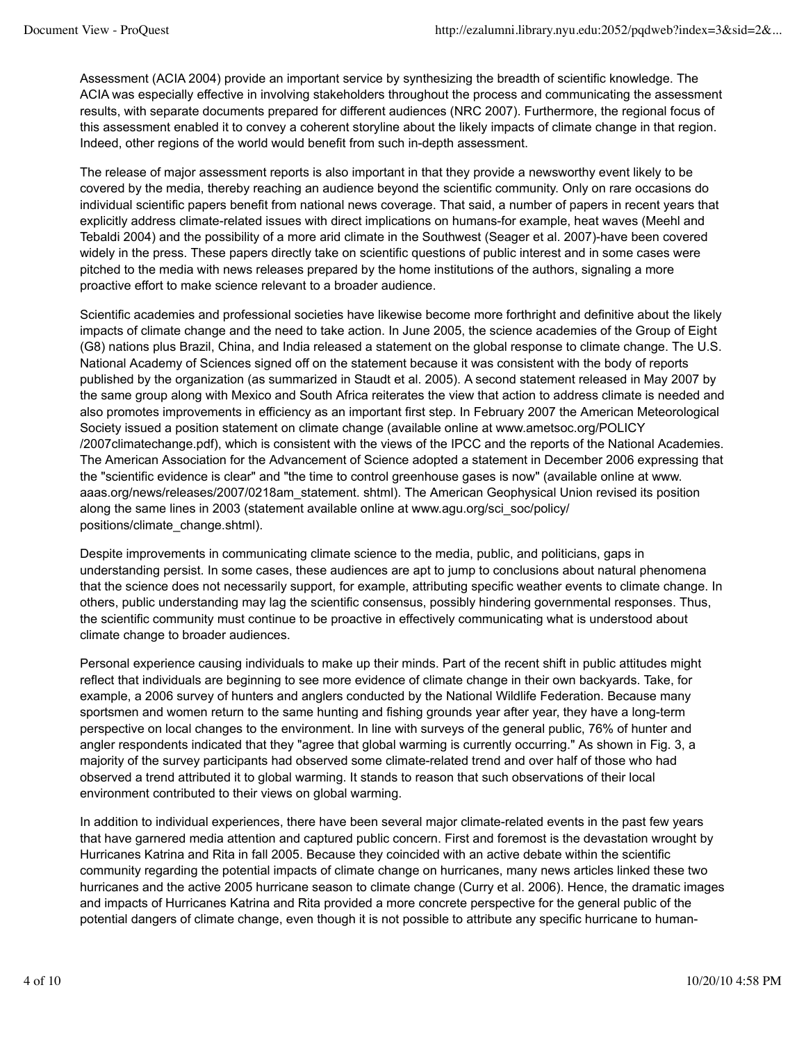Assessment (ACIA 2004) provide an important service by synthesizing the breadth of scientific knowledge. The ACIA was especially effective in involving stakeholders throughout the process and communicating the assessment results, with separate documents prepared for different audiences (NRC 2007). Furthermore, the regional focus of this assessment enabled it to convey a coherent storyline about the likely impacts of climate change in that region. Indeed, other regions of the world would benefit from such in-depth assessment.

The release of major assessment reports is also important in that they provide a newsworthy event likely to be covered by the media, thereby reaching an audience beyond the scientific community. Only on rare occasions do individual scientific papers benefit from national news coverage. That said, a number of papers in recent years that explicitly address climate-related issues with direct implications on humans-for example, heat waves (Meehl and Tebaldi 2004) and the possibility of a more arid climate in the Southwest (Seager et al. 2007)-have been covered widely in the press. These papers directly take on scientific questions of public interest and in some cases were pitched to the media with news releases prepared by the home institutions of the authors, signaling a more proactive effort to make science relevant to a broader audience.

Scientific academies and professional societies have likewise become more forthright and definitive about the likely impacts of climate change and the need to take action. In June 2005, the science academies of the Group of Eight (G8) nations plus Brazil, China, and India released a statement on the global response to climate change. The U.S. National Academy of Sciences signed off on the statement because it was consistent with the body of reports published by the organization (as summarized in Staudt et al. 2005). A second statement released in May 2007 by the same group along with Mexico and South Africa reiterates the view that action to address climate is needed and also promotes improvements in efficiency as an important first step. In February 2007 the American Meteorological Society issued a position statement on climate change (available online at www.ametsoc.org/POLICY /2007climatechange.pdf), which is consistent with the views of the IPCC and the reports of the National Academies. The American Association for the Advancement of Science adopted a statement in December 2006 expressing that the "scientific evidence is clear" and "the time to control greenhouse gases is now" (available online at www. aaas.org/news/releases/2007/0218am_statement. shtml). The American Geophysical Union revised its position along the same lines in 2003 (statement available online at www.agu.org/sci_soc/policy/ positions/climate_change.shtml).

Despite improvements in communicating climate science to the media, public, and politicians, gaps in understanding persist. In some cases, these audiences are apt to jump to conclusions about natural phenomena that the science does not necessarily support, for example, attributing specific weather events to climate change. In others, public understanding may lag the scientific consensus, possibly hindering governmental responses. Thus, the scientific community must continue to be proactive in effectively communicating what is understood about climate change to broader audiences.

Personal experience causing individuals to make up their minds. Part of the recent shift in public attitudes might reflect that individuals are beginning to see more evidence of climate change in their own backyards. Take, for example, a 2006 survey of hunters and anglers conducted by the National Wildlife Federation. Because many sportsmen and women return to the same hunting and fishing grounds year after year, they have a long-term perspective on local changes to the environment. In line with surveys of the general public, 76% of hunter and angler respondents indicated that they "agree that global warming is currently occurring." As shown in Fig. 3, a majority of the survey participants had observed some climate-related trend and over half of those who had observed a trend attributed it to global warming. It stands to reason that such observations of their local environment contributed to their views on global warming.

In addition to individual experiences, there have been several major climate-related events in the past few years that have garnered media attention and captured public concern. First and foremost is the devastation wrought by Hurricanes Katrina and Rita in fall 2005. Because they coincided with an active debate within the scientific community regarding the potential impacts of climate change on hurricanes, many news articles linked these two hurricanes and the active 2005 hurricane season to climate change (Curry et al. 2006). Hence, the dramatic images and impacts of Hurricanes Katrina and Rita provided a more concrete perspective for the general public of the potential dangers of climate change, even though it is not possible to attribute any specific hurricane to human-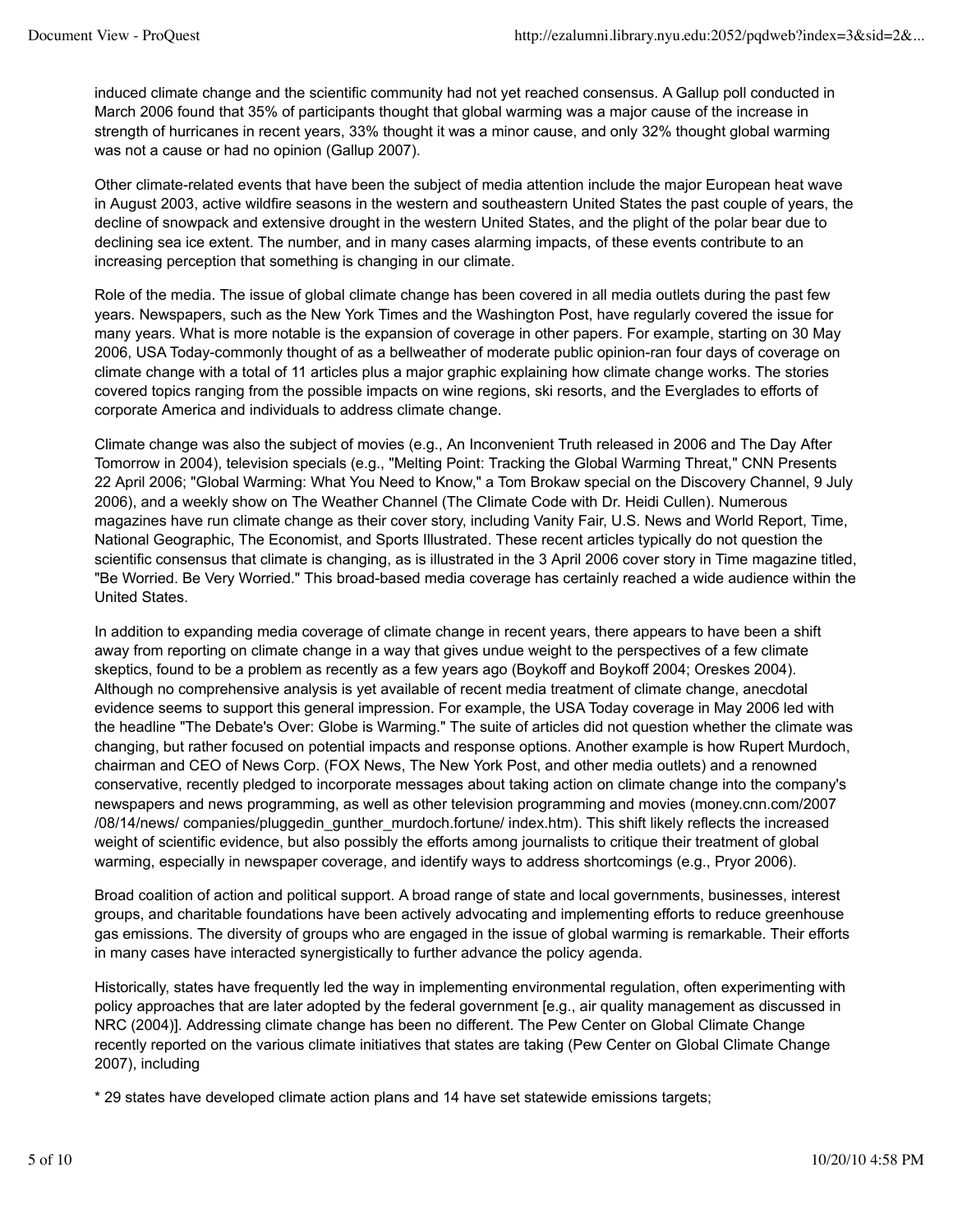induced climate change and the scientific community had not yet reached consensus. A Gallup poll conducted in March 2006 found that 35% of participants thought that global warming was a major cause of the increase in strength of hurricanes in recent years, 33% thought it was a minor cause, and only 32% thought global warming was not a cause or had no opinion (Gallup 2007).

Other climate-related events that have been the subject of media attention include the major European heat wave in August 2003, active wildfire seasons in the western and southeastern United States the past couple of years, the decline of snowpack and extensive drought in the western United States, and the plight of the polar bear due to declining sea ice extent. The number, and in many cases alarming impacts, of these events contribute to an increasing perception that something is changing in our climate.

Role of the media. The issue of global climate change has been covered in all media outlets during the past few years. Newspapers, such as the New York Times and the Washington Post, have regularly covered the issue for many years. What is more notable is the expansion of coverage in other papers. For example, starting on 30 May 2006, USA Today-commonly thought of as a bellweather of moderate public opinion-ran four days of coverage on climate change with a total of 11 articles plus a major graphic explaining how climate change works. The stories covered topics ranging from the possible impacts on wine regions, ski resorts, and the Everglades to efforts of corporate America and individuals to address climate change.

Climate change was also the subject of movies (e.g., An Inconvenient Truth released in 2006 and The Day After Tomorrow in 2004), television specials (e.g., "Melting Point: Tracking the Global Warming Threat," CNN Presents 22 April 2006; "Global Warming: What You Need to Know," a Tom Brokaw special on the Discovery Channel, 9 July 2006), and a weekly show on The Weather Channel (The Climate Code with Dr. Heidi Cullen). Numerous magazines have run climate change as their cover story, including Vanity Fair, U.S. News and World Report, Time, National Geographic, The Economist, and Sports Illustrated. These recent articles typically do not question the scientific consensus that climate is changing, as is illustrated in the 3 April 2006 cover story in Time magazine titled, "Be Worried. Be Very Worried." This broad-based media coverage has certainly reached a wide audience within the United States.

In addition to expanding media coverage of climate change in recent years, there appears to have been a shift away from reporting on climate change in a way that gives undue weight to the perspectives of a few climate skeptics, found to be a problem as recently as a few years ago (Boykoff and Boykoff 2004; Oreskes 2004). Although no comprehensive analysis is yet available of recent media treatment of climate change, anecdotal evidence seems to support this general impression. For example, the USA Today coverage in May 2006 led with the headline "The Debate's Over: Globe is Warming." The suite of articles did not question whether the climate was changing, but rather focused on potential impacts and response options. Another example is how Rupert Murdoch, chairman and CEO of News Corp. (FOX News, The New York Post, and other media outlets) and a renowned conservative, recently pledged to incorporate messages about taking action on climate change into the company's newspapers and news programming, as well as other television programming and movies (money.cnn.com/2007 /08/14/news/ companies/pluggedin_gunther_murdoch.fortune/ index.htm). This shift likely reflects the increased weight of scientific evidence, but also possibly the efforts among journalists to critique their treatment of global warming, especially in newspaper coverage, and identify ways to address shortcomings (e.g., Pryor 2006).

Broad coalition of action and political support. A broad range of state and local governments, businesses, interest groups, and charitable foundations have been actively advocating and implementing efforts to reduce greenhouse gas emissions. The diversity of groups who are engaged in the issue of global warming is remarkable. Their efforts in many cases have interacted synergistically to further advance the policy agenda.

Historically, states have frequently led the way in implementing environmental regulation, often experimenting with policy approaches that are later adopted by the federal government [e.g., air quality management as discussed in NRC (2004)]. Addressing climate change has been no different. The Pew Center on Global Climate Change recently reported on the various climate initiatives that states are taking (Pew Center on Global Climate Change 2007), including

* 29 states have developed climate action plans and 14 have set statewide emissions targets;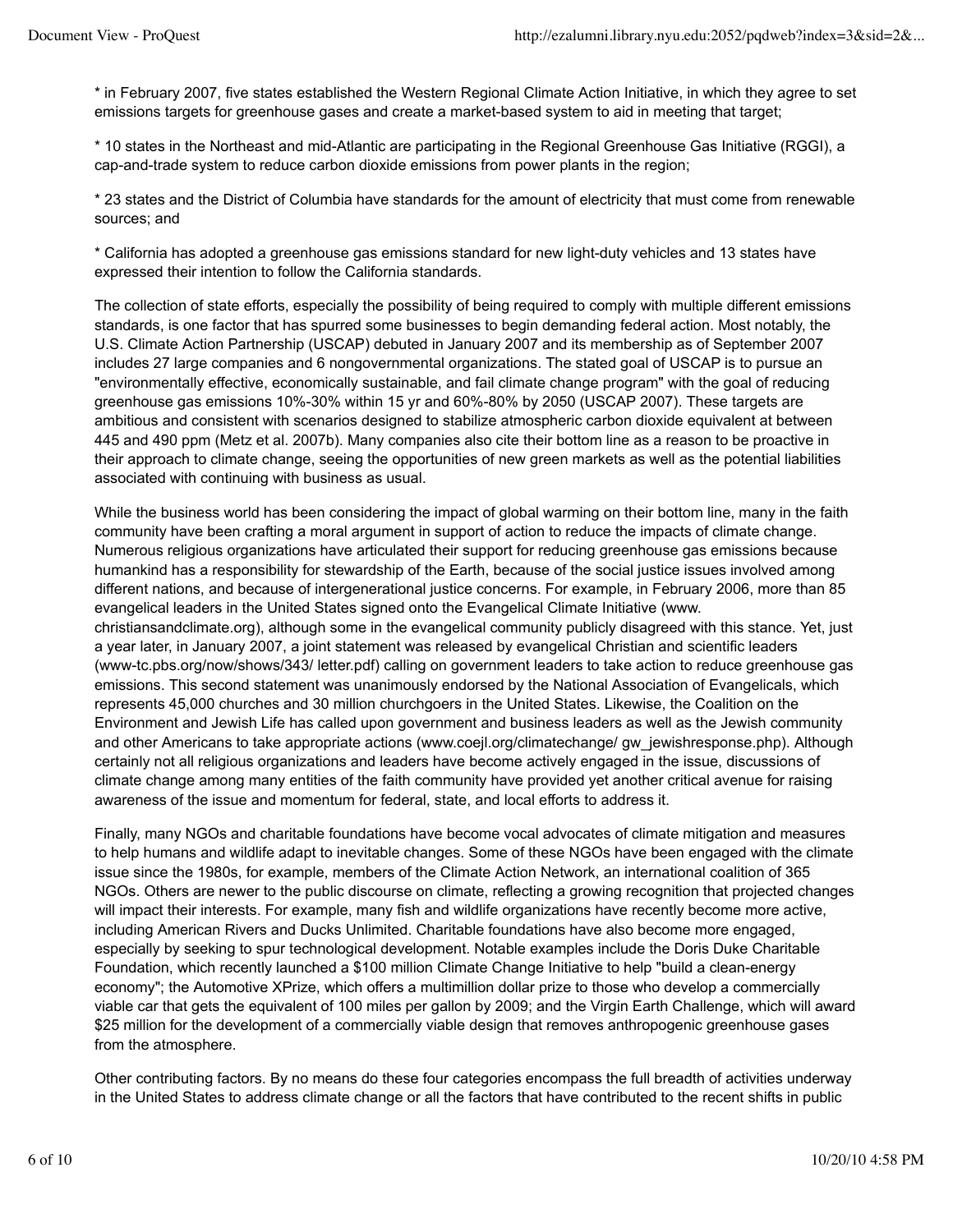* in February 2007, five states established the Western Regional Climate Action Initiative, in which they agree to set emissions targets for greenhouse gases and create a market-based system to aid in meeting that target;

* 10 states in the Northeast and mid-Atlantic are participating in the Regional Greenhouse Gas Initiative (RGGI), a cap-and-trade system to reduce carbon dioxide emissions from power plants in the region;

* 23 states and the District of Columbia have standards for the amount of electricity that must come from renewable sources; and

* California has adopted a greenhouse gas emissions standard for new light-duty vehicles and 13 states have expressed their intention to follow the California standards.

The collection of state efforts, especially the possibility of being required to comply with multiple different emissions standards, is one factor that has spurred some businesses to begin demanding federal action. Most notably, the U.S. Climate Action Partnership (USCAP) debuted in January 2007 and its membership as of September 2007 includes 27 large companies and 6 nongovernmental organizations. The stated goal of USCAP is to pursue an "environmentally effective, economically sustainable, and fail climate change program" with the goal of reducing greenhouse gas emissions 10%-30% within 15 yr and 60%-80% by 2050 (USCAP 2007). These targets are ambitious and consistent with scenarios designed to stabilize atmospheric carbon dioxide equivalent at between 445 and 490 ppm (Metz et al. 2007b). Many companies also cite their bottom line as a reason to be proactive in their approach to climate change, seeing the opportunities of new green markets as well as the potential liabilities associated with continuing with business as usual.

While the business world has been considering the impact of global warming on their bottom line, many in the faith community have been crafting a moral argument in support of action to reduce the impacts of climate change. Numerous religious organizations have articulated their support for reducing greenhouse gas emissions because humankind has a responsibility for stewardship of the Earth, because of the social justice issues involved among different nations, and because of intergenerational justice concerns. For example, in February 2006, more than 85 evangelical leaders in the United States signed onto the Evangelical Climate Initiative (www.christiansandclimate.org), although some in the evangelical community publicly disagreed with this stance. Yet, just a year later, in January 2007, a joint statement was released by evangelical Christian and scientific leaders (www-tc.pbs.org/now/shows/343/ letter.pdf) calling on government leaders to take action to reduce greenhouse gas emissions. This second statement was unanimously endorsed by the National Association of Evangelicals, which represents 45,000 churches and 30 million churchgoers in the United States. Likewise, the Coalition on the Environment and Jewish Life has called upon government and business leaders as well as the Jewish community and other Americans to take appropriate actions (www.coejl.org/climatechange/ gw_jewishresponse.php). Although certainly not all religious organizations and leaders have become actively engaged in the issue, discussions of climate change among many entities of the faith community have provided yet another critical avenue for raising awareness of the issue and momentum for federal, state, and local efforts to address it.

Finally, many NGOs and charitable foundations have become vocal advocates of climate mitigation and measures to help humans and wildlife adapt to inevitable changes. Some of these NGOs have been engaged with the climate issue since the 1980s, for example, members of the Climate Action Network, an international coalition of 365 NGOs. Others are newer to the public discourse on climate, reflecting a growing recognition that projected changes will impact their interests. For example, many fish and wildlife organizations have recently become more active, including American Rivers and Ducks Unlimited. Charitable foundations have also become more engaged, especially by seeking to spur technological development. Notable examples include the Doris Duke Charitable Foundation, which recently launched a $100 million Climate Change Initiative to help "build a clean-energy economy"; the Automotive XPrize, which offers a multimillion dollar prize to those who develop a commercially viable car that gets the equivalent of 100 miles per gallon by 2009; and the Virgin Earth Challenge, which will award $25 million for the development of a commercially viable design that removes anthropogenic greenhouse gases from the atmosphere.

Other contributing factors. By no means do these four categories encompass the full breadth of activities underway in the United States to address climate change or all the factors that have contributed to the recent shifts in public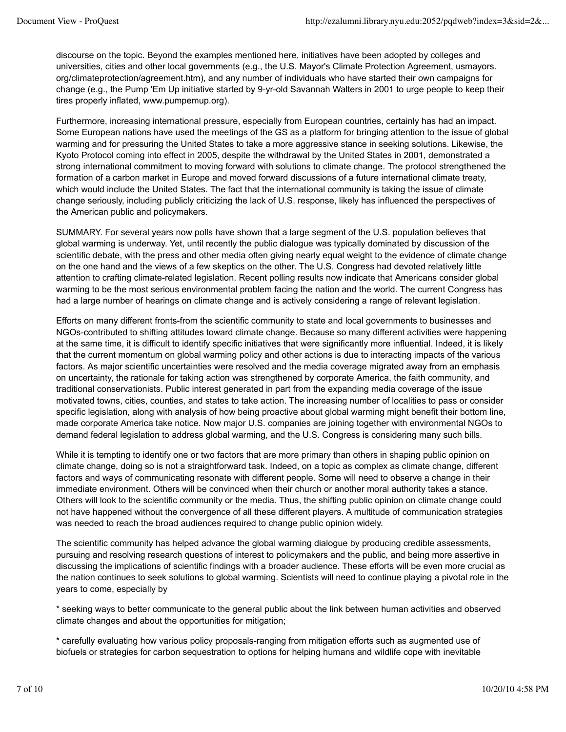discourse on the topic. Beyond the examples mentioned here, initiatives have been adopted by colleges and universities, cities and other local governments (e.g., the U.S. Mayor's Climate Protection Agreement, usmayors. org/climateprotection/agreement.htm), and any number of individuals who have started their own campaigns for change (e.g., the Pump 'Em Up initiative started by 9-yr-old Savannah Walters in 2001 to urge people to keep their tires properly inflated, www.pumpemup.org).

Furthermore, increasing international pressure, especially from European countries, certainly has had an impact. Some European nations have used the meetings of the GS as a platform for bringing attention to the issue of global warming and for pressuring the United States to take a more aggressive stance in seeking solutions. Likewise, the Kyoto Protocol coming into effect in 2005, despite the withdrawal by the United States in 2001, demonstrated a strong international commitment to moving forward with solutions to climate change. The protocol strengthened the formation of a carbon market in Europe and moved forward discussions of a future international climate treaty, which would include the United States. The fact that the international community is taking the issue of climate change seriously, including publicly criticizing the lack of U.S. response, likely has influenced the perspectives of the American public and policymakers.

SUMMARY. For several years now polls have shown that a large segment of the U.S. population believes that global warming is underway. Yet, until recently the public dialogue was typically dominated by discussion of the scientific debate, with the press and other media often giving nearly equal weight to the evidence of climate change on the one hand and the views of a few skeptics on the other. The U.S. Congress had devoted relatively little attention to crafting climate-related legislation. Recent polling results now indicate that Americans consider global warming to be the most serious environmental problem facing the nation and the world. The current Congress has had a large number of hearings on climate change and is actively considering a range of relevant legislation.

Efforts on many different fronts-from the scientific community to state and local governments to businesses and NGOs-contributed to shifting attitudes toward climate change. Because so many different activities were happening at the same time, it is difficult to identify specific initiatives that were significantly more influential. Indeed, it is likely that the current momentum on global warming policy and other actions is due to interacting impacts of the various factors. As major scientific uncertainties were resolved and the media coverage migrated away from an emphasis on uncertainty, the rationale for taking action was strengthened by corporate America, the faith community, and traditional conservationists. Public interest generated in part from the expanding media coverage of the issue motivated towns, cities, counties, and states to take action. The increasing number of localities to pass or consider specific legislation, along with analysis of how being proactive about global warming might benefit their bottom line, made corporate America take notice. Now major U.S. companies are joining together with environmental NGOs to demand federal legislation to address global warming, and the U.S. Congress is considering many such bills.

While it is tempting to identify one or two factors that are more primary than others in shaping public opinion on climate change, doing so is not a straightforward task. Indeed, on a topic as complex as climate change, different factors and ways of communicating resonate with different people. Some will need to observe a change in their immediate environment. Others will be convinced when their church or another moral authority takes a stance. Others will look to the scientific community or the media. Thus, the shifting public opinion on climate change could not have happened without the convergence of all these different players. A multitude of communication strategies was needed to reach the broad audiences required to change public opinion widely.

The scientific community has helped advance the global warming dialogue by producing credible assessments, pursuing and resolving research questions of interest to policymakers and the public, and being more assertive in discussing the implications of scientific findings with a broader audience. These efforts will be even more crucial as the nation continues to seek solutions to global warming. Scientists will need to continue playing a pivotal role in the years to come, especially by

* seeking ways to better communicate to the general public about the link between human activities and observed climate changes and about the opportunities for mitigation;

* carefully evaluating how various policy proposals-ranging from mitigation efforts such as augmented use of biofuels or strategies for carbon sequestration to options for helping humans and wildlife cope with inevitable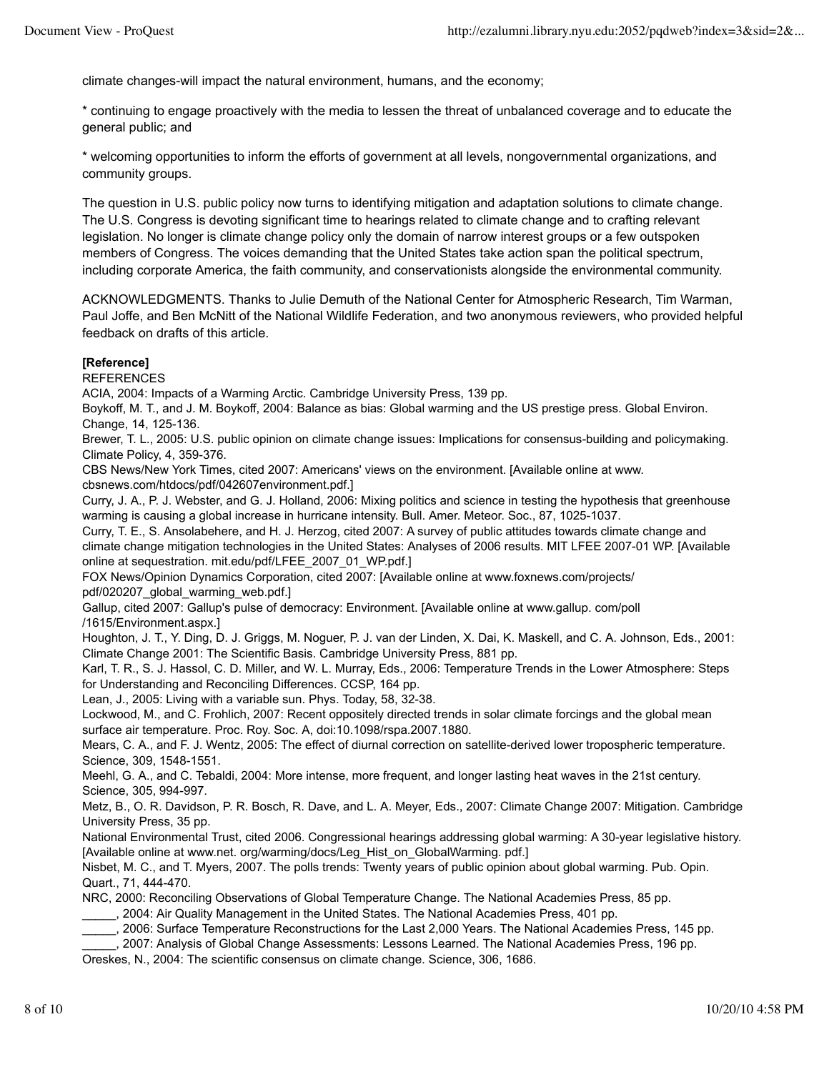climate changes-will impact the natural environment, humans, and the economy;

* continuing to engage proactively with the media to lessen the threat of unbalanced coverage and to educate the general public; and

* welcoming opportunities to inform the efforts of government at all levels, nongovernmental organizations, and community groups.

The question in U.S. public policy now turns to identifying mitigation and adaptation solutions to climate change. The U.S. Congress is devoting significant time to hearings related to climate change and to crafting relevant legislation. No longer is climate change policy only the domain of narrow interest groups or a few outspoken members of Congress. The voices demanding that the United States take action span the political spectrum, including corporate America, the faith community, and conservationists alongside the environmental community.

ACKNOWLEDGMENTS. Thanks to Julie Demuth of the National Center for Atmospheric Research, Tim Warman, Paul Joffe, and Ben McNitt of the National Wildlife Federation, and two anonymous reviewers, who provided helpful feedback on drafts of this article.

**[Reference]**

REFERENCES

ACIA, 2004: Impacts of a Warming Arctic. Cambridge University Press, 139 pp.

Boykoff, M. T., and J. M. Boykoff, 2004: Balance as bias: Global warming and the US prestige press. Global Environ. Change, 14, 125-136.

Brewer, T. L., 2005: U.S. public opinion on climate change issues: Implications for consensus-building and policymaking. Climate Policy, 4, 359-376.

CBS News/New York Times, cited 2007: Americans' views on the environment. [Available online at www. cbsnews.com/htdocs/pdf/042607environment.pdf.]

Curry, J. A., P. J. Webster, and G. J. Holland, 2006: Mixing politics and science in testing the hypothesis that greenhouse warming is causing a global increase in hurricane intensity. Bull. Amer. Meteor. Soc., 87, 1025-1037.

Curry, T. E., S. Ansolabehere, and H. J. Herzog, cited 2007: A survey of public attitudes towards climate change and climate change mitigation technologies in the United States: Analyses of 2006 results. MIT LFEE 2007-01 WP. [Available online at sequestration. mit.edu/pdf/LFEE_2007_01_WP.pdf.]

FOX News/Opinion Dynamics Corporation, cited 2007: [Available online at www.foxnews.com/projects/ pdf/020207_global_warming_web.pdf.]

Gallup, cited 2007: Gallup's pulse of democracy: Environment. [Available online at www.gallup. com/poll /1615/Environment.aspx.]

Houghton, J. T., Y. Ding, D. J. Griggs, M. Noguer, P. J. van der Linden, X. Dai, K. Maskell, and C. A. Johnson, Eds., 2001: Climate Change 2001: The Scientific Basis. Cambridge University Press, 881 pp.

Karl, T. R., S. J. Hassol, C. D. Miller, and W. L. Murray, Eds., 2006: Temperature Trends in the Lower Atmosphere: Steps for Understanding and Reconciling Differences. CCSP, 164 pp.

Lean, J., 2005: Living with a variable sun. Phys. Today, 58, 32-38.

Lockwood, M., and C. Frohlich, 2007: Recent oppositely directed trends in solar climate forcings and the global mean surface air temperature. Proc. Roy. Soc. A, doi:10.1098/rspa.2007.1880.

Mears, C. A., and F. J. Wentz, 2005: The effect of diurnal correction on satellite-derived lower tropospheric temperature. Science, 309, 1548-1551.

Meehl, G. A., and C. Tebaldi, 2004: More intense, more frequent, and longer lasting heat waves in the 21st century. Science, 305, 994-997.

Metz, B., O. R. Davidson, P. R. Bosch, R. Dave, and L. A. Meyer, Eds., 2007: Climate Change 2007: Mitigation. Cambridge University Press, 35 pp.

National Environmental Trust, cited 2006. Congressional hearings addressing global warming: A 30-year legislative history. [Available online at www.net. org/warming/docs/Leg_Hist_on_GlobalWarming. pdf.]

Nisbet, M. C., and T. Myers, 2007. The polls trends: Twenty years of public opinion about global warming. Pub. Opin. Quart., 71, 444-470.

NRC, 2000: Reconciling Observations of Global Temperature Change. The National Academies Press, 85 pp.

_____, 2004: Air Quality Management in the United States. The National Academies Press, 401 pp.

_____, 2006: Surface Temperature Reconstructions for the Last 2,000 Years. The National Academies Press, 145 pp.

_____, 2007: Analysis of Global Change Assessments: Lessons Learned. The National Academies Press, 196 pp.

Oreskes, N., 2004: The scientific consensus on climate change. Science, 306, 1686.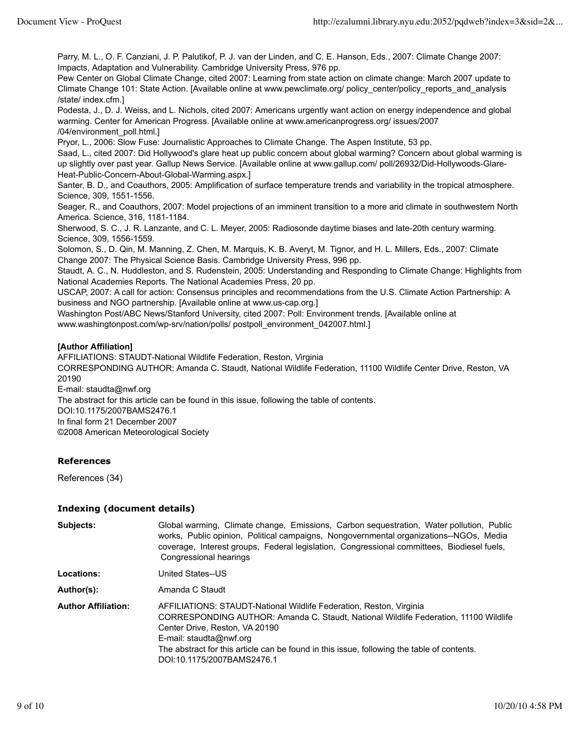Parry, M. L., O. F. Canziani, J. P. Palutikof, P. J. van der Linden, and C. E. Hanson, Eds., 2007: Climate Change 2007: Impacts, Adaptation and Vulnerability. Cambridge University Press, 976 pp.

Pew Center on Global Climate Change, cited 2007: Learning from state action on climate change: March 2007 update to Climate Change 101: State Action. [Available online at www.pewclimate.org/ policy_center/policy_reports_and_analysis /state/ index.cfm.]

Podesta, J., D. J. Weiss, and L. Nichols, cited 2007: Americans urgently want action on energy independence and global warming. Center for American Progress. [Available online at www.americanprogress.org/ issues/2007 /04/environment_poll.html.]

Pryor, L., 2006: Slow Fuse: Journalistic Approaches to Climate Change. The Aspen Institute, 53 pp.

Saad, L., cited 2007: Did Hollywood's glare heat up public concern about global warming? Concern about global warming is up slightly over past year. Gallup News Service. [Available online at www.gallup.com/ poll/26932/Did-Hollywoods-Glare-Heat-Public-Concern-About-Global-Warming.aspx.]

Santer, B. D., and Coauthors, 2005: Amplification of surface temperature trends and variability in the tropical atmosphere. Science, 309, 1551-1556.

Seager, R., and Coauthors, 2007: Model projections of an imminent transition to a more arid climate in southwestern North America. Science, 316, 1181-1184.

Sherwood, S. C., J. R. Lanzante, and C. L. Meyer, 2005: Radiosonde daytime biases and late-20th century warming. Science, 309, 1556-1559.

Solomon, S., D. Qin, M. Manning, Z. Chen, M. Marquis, K. B. Averyt, M. Tignor, and H. L. Millers, Eds., 2007: Climate Change 2007: The Physical Science Basis. Cambridge University Press, 996 pp.

Staudt, A. C., N. Huddleston, and S. Rudenstein, 2005: Understanding and Responding to Climate Change: Highlights from National Academies Reports. The National Academies Press, 20 pp.

USCAP, 2007: A call for action: Consensus principles and recommendations from the U.S. Climate Action Partnership: A business and NGO partnership. [Available online at www.us-cap.org.]

Washington Post/ABC News/Stanford University, cited 2007: Poll: Environment trends. [Available online at www.washingtonpost.com/wp-srv/nation/polls/ postpoll_environment_042007.html.]

**[Author Affiliation]**

AFFILIATIONS: STAUDT-National Wildlife Federation, Reston, Virginia

CORRESPONDING AUTHOR: Amanda C. Staudt, National Wildlife Federation, 11100 Wildlife Center Drive, Reston, VA 20190

E-mail: staudta@nwf.org

The abstract for this article can be found in this issue, following the table of contents.

DOI:10.1175/2007BAMS2476.1

In final form 21 December 2007

©2008 American Meteorological Society

### References

References (34)

### Indexing (document details)

| | |
|---|---|
| **Subjects:** | Global warming, Climate change, Emissions, Carbon sequestration, Water pollution, Public works, Public opinion, Political campaigns, Nongovernmental organizations--NGOs, Media coverage, Interest groups, Federal legislation, Congressional committees, Biodiesel fuels, Congressional hearings |
| **Locations:** | United States--US |
| **Author(s):** | Amanda C Staudt |
| **Author Affiliation:** | AFFILIATIONS: STAUDT-National Wildlife Federation, Reston, Virginia CORRESPONDING AUTHOR: Amanda C. Staudt, National Wildlife Federation, 11100 Wildlife Center Drive, Reston, VA 20190 E-mail: staudta@nwf.org The abstract for this article can be found in this issue, following the table of contents. DOI:10.1175/2007BAMS2476.1 |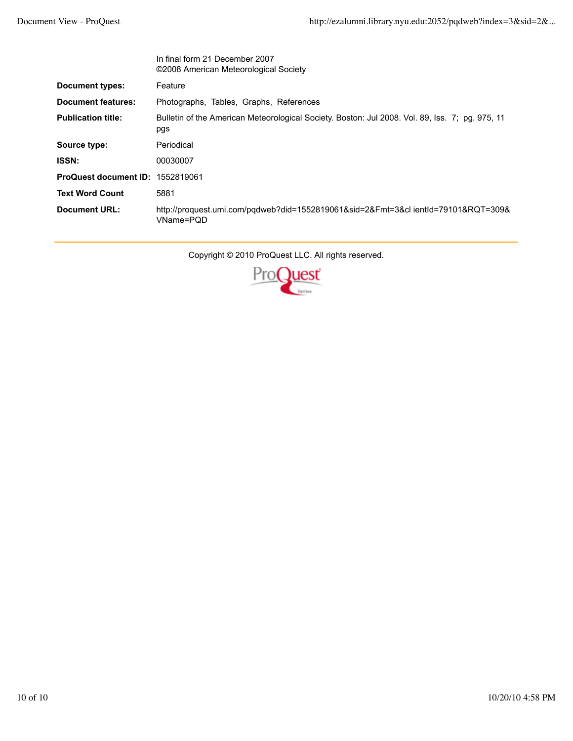In final form 21 December 2007
©2008 American Meteorological Society

| | |
|---|---|
| **Document types:** | Feature |
| **Document features:** | Photographs, Tables, Graphs, References |
| **Publication title:** | Bulletin of the American Meteorological Society. Boston: Jul 2008. Vol. 89, Iss. 7; pg. 975, 11 pgs |
| **Source type:** | Periodical |
| **ISSN:** | 00030007 |
| **ProQuest document ID:** | 1552819061 |
| **Text Word Count** | 5881 |
| **Document URL:** | http://proquest.umi.com/pqdweb?did=1552819061&sid=2&Fmt=3&clientId=79101&RQT=309&VName=PQD |

Copyright © 2010 ProQuest LLC. All rights reserved.

ProQuest
Start here.